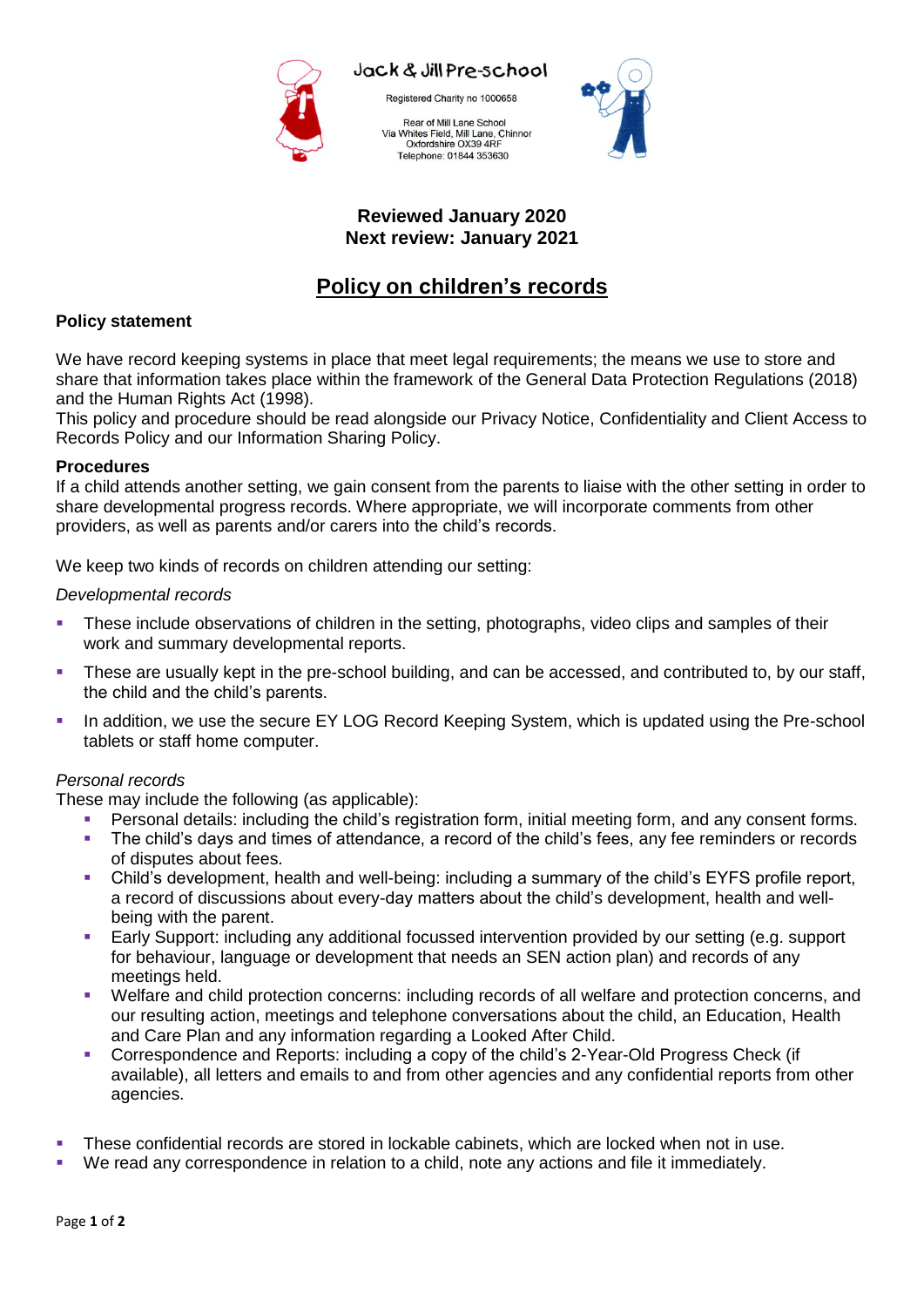Jack & Jill Pre-school

Registered Charity no 1000658

Rear of Mill Lane School
Via Whites Field, Mill Lane, Chinnor
Oxfordshire OX39 4RF
Telephone: 01844 353630

**Reviewed January 2020**
**Next review: January 2021**

# Policy on children's records

## Policy statement

We have record keeping systems in place that meet legal requirements; the means we use to store and share that information takes place within the framework of the General Data Protection Regulations (2018) and the Human Rights Act (1998).
This policy and procedure should be read alongside our Privacy Notice, Confidentiality and Client Access to Records Policy and our Information Sharing Policy.

## Procedures

If a child attends another setting, we gain consent from the parents to liaise with the other setting in order to share developmental progress records. Where appropriate, we will incorporate comments from other providers, as well as parents and/or carers into the child's records.

We keep two kinds of records on children attending our setting:

*Developmental records*

- These include observations of children in the setting, photographs, video clips and samples of their work and summary developmental reports.
- These are usually kept in the pre-school building, and can be accessed, and contributed to, by our staff, the child and the child's parents.
- In addition, we use the secure EY LOG Record Keeping System, which is updated using the Pre-school tablets or staff home computer.

*Personal records*

These may include the following (as applicable):

- Personal details: including the child's registration form, initial meeting form, and any consent forms.
- The child's days and times of attendance, a record of the child's fees, any fee reminders or records of disputes about fees.
- Child's development, health and well-being: including a summary of the child's EYFS profile report, a record of discussions about every-day matters about the child's development, health and well-being with the parent.
- Early Support: including any additional focussed intervention provided by our setting (e.g. support for behaviour, language or development that needs an SEN action plan) and records of any meetings held.
- Welfare and child protection concerns: including records of all welfare and protection concerns, and our resulting action, meetings and telephone conversations about the child, an Education, Health and Care Plan and any information regarding a Looked After Child.
- Correspondence and Reports: including a copy of the child's 2-Year-Old Progress Check (if available), all letters and emails to and from other agencies and any confidential reports from other agencies.

- These confidential records are stored in lockable cabinets, which are locked when not in use.
- We read any correspondence in relation to a child, note any actions and file it immediately.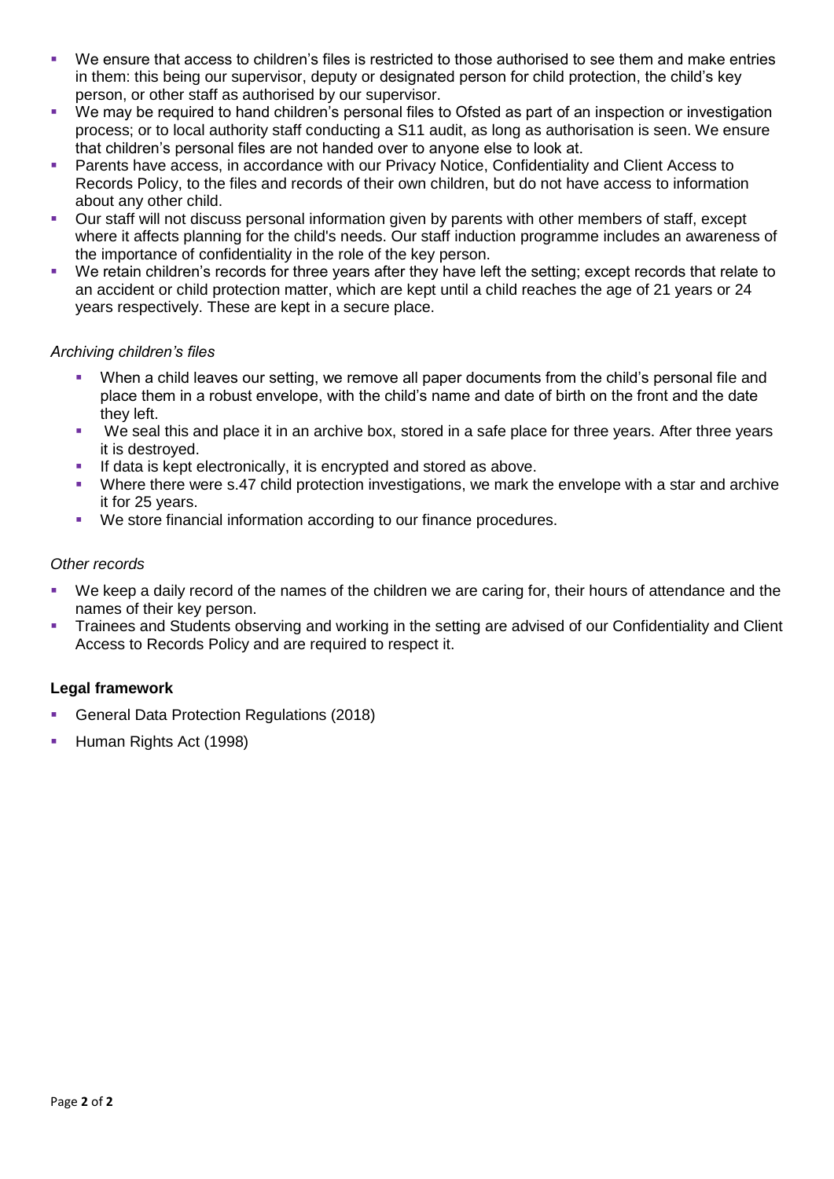- We ensure that access to children's files is restricted to those authorised to see them and make entries in them: this being our supervisor, deputy or designated person for child protection, the child's key person, or other staff as authorised by our supervisor.
- We may be required to hand children's personal files to Ofsted as part of an inspection or investigation process; or to local authority staff conducting a S11 audit, as long as authorisation is seen. We ensure that children's personal files are not handed over to anyone else to look at.
- Parents have access, in accordance with our Privacy Notice, Confidentiality and Client Access to Records Policy, to the files and records of their own children, but do not have access to information about any other child.
- Our staff will not discuss personal information given by parents with other members of staff, except where it affects planning for the child's needs. Our staff induction programme includes an awareness of the importance of confidentiality in the role of the key person.
- We retain children's records for three years after they have left the setting; except records that relate to an accident or child protection matter, which are kept until a child reaches the age of 21 years or 24 years respectively. These are kept in a secure place.

*Archiving children's files*

- When a child leaves our setting, we remove all paper documents from the child's personal file and place them in a robust envelope, with the child's name and date of birth on the front and the date they left.
- We seal this and place it in an archive box, stored in a safe place for three years. After three years it is destroyed.
- If data is kept electronically, it is encrypted and stored as above.
- Where there were s.47 child protection investigations, we mark the envelope with a star and archive it for 25 years.
- We store financial information according to our finance procedures.

*Other records*

- We keep a daily record of the names of the children we are caring for, their hours of attendance and the names of their key person.
- Trainees and Students observing and working in the setting are advised of our Confidentiality and Client Access to Records Policy and are required to respect it.

**Legal framework**

- General Data Protection Regulations (2018)
- Human Rights Act (1998)